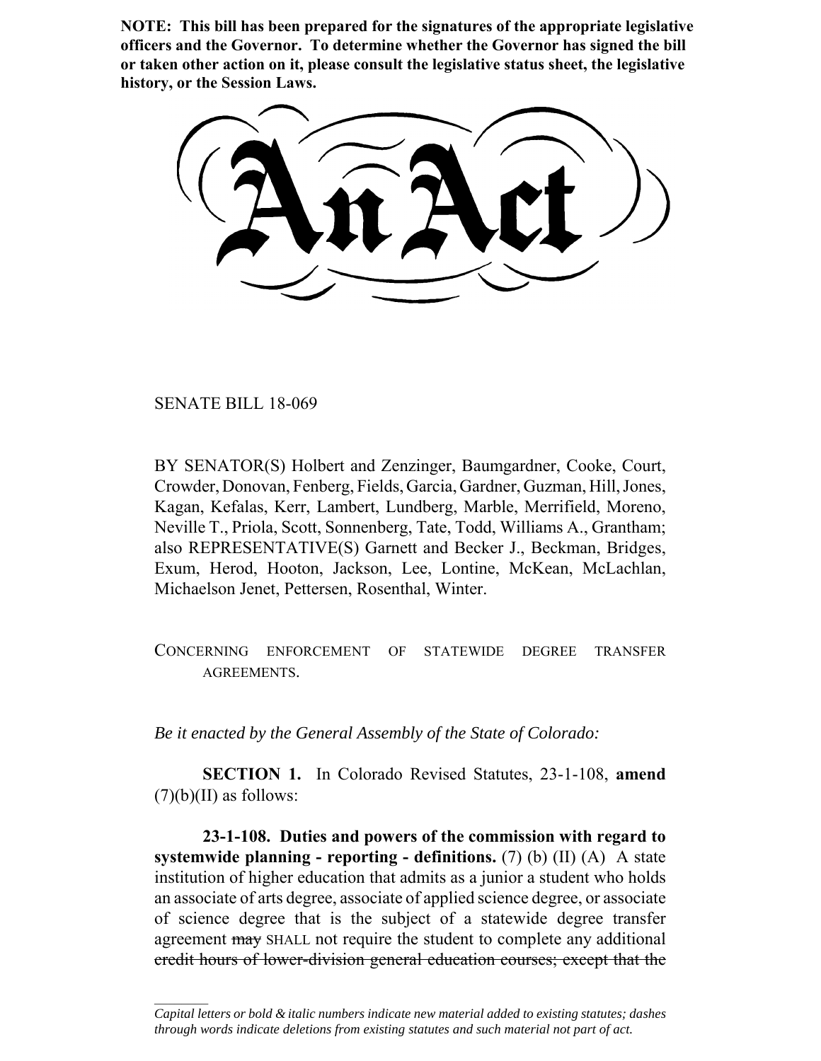**NOTE: This bill has been prepared for the signatures of the appropriate legislative officers and the Governor. To determine whether the Governor has signed the bill or taken other action on it, please consult the legislative status sheet, the legislative history, or the Session Laws.**

# An Act

SENATE BILL 18-069

BY SENATOR(S) Holbert and Zenzinger, Baumgardner, Cooke, Court, Crowder, Donovan, Fenberg, Fields, Garcia, Gardner, Guzman, Hill, Jones, Kagan, Kefalas, Kerr, Lambert, Lundberg, Marble, Merrifield, Moreno, Neville T., Priola, Scott, Sonnenberg, Tate, Todd, Williams A., Grantham; also REPRESENTATIVE(S) Garnett and Becker J., Beckman, Bridges, Exum, Herod, Hooton, Jackson, Lee, Lontine, McKean, McLachlan, Michaelson Jenet, Pettersen, Rosenthal, Winter.

CONCERNING ENFORCEMENT OF STATEWIDE DEGREE TRANSFER AGREEMENTS.

*Be it enacted by the General Assembly of the State of Colorado:*

**SECTION 1.** In Colorado Revised Statutes, 23-1-108, **amend** (7)(b)(II) as follows:

**23-1-108. Duties and powers of the commission with regard to systemwide planning - reporting - definitions.** (7) (b) (II) (A) A state institution of higher education that admits as a junior a student who holds an associate of arts degree, associate of applied science degree, or associate of science degree that is the subject of a statewide degree transfer agreement ~~may~~ SHALL not require the student to complete any additional ~~credit hours of lower-division general education courses; except that the~~

---

*Capital letters or bold & italic numbers indicate new material added to existing statutes; dashes through words indicate deletions from existing statutes and such material not part of act.*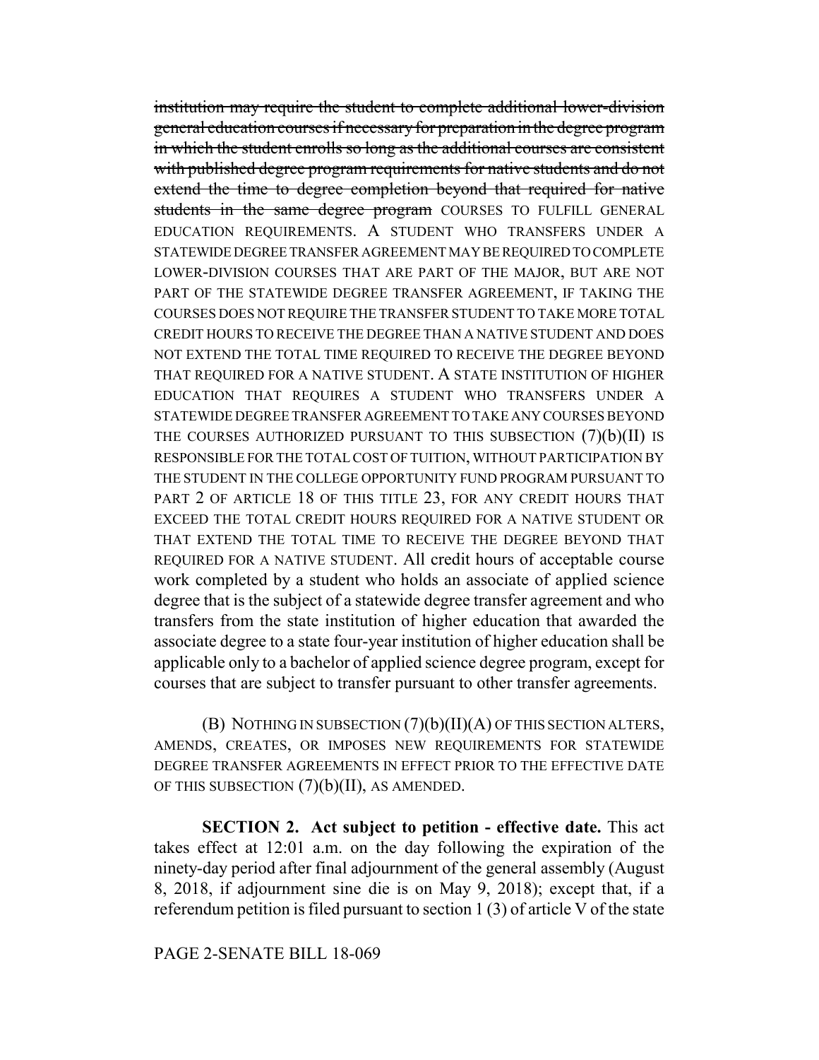~~institution may require the student to complete additional lower-division general education courses if necessary for preparation in the degree program in which the student enrolls so long as the additional courses are consistent with published degree program requirements for native students and do not extend the time to degree completion beyond that required for native students in the same degree program~~ COURSES TO FULFILL GENERAL EDUCATION REQUIREMENTS. A STUDENT WHO TRANSFERS UNDER A STATEWIDE DEGREE TRANSFER AGREEMENT MAY BE REQUIRED TO COMPLETE LOWER-DIVISION COURSES THAT ARE PART OF THE MAJOR, BUT ARE NOT PART OF THE STATEWIDE DEGREE TRANSFER AGREEMENT, IF TAKING THE COURSES DOES NOT REQUIRE THE TRANSFER STUDENT TO TAKE MORE TOTAL CREDIT HOURS TO RECEIVE THE DEGREE THAN A NATIVE STUDENT AND DOES NOT EXTEND THE TOTAL TIME REQUIRED TO RECEIVE THE DEGREE BEYOND THAT REQUIRED FOR A NATIVE STUDENT. A STATE INSTITUTION OF HIGHER EDUCATION THAT REQUIRES A STUDENT WHO TRANSFERS UNDER A STATEWIDE DEGREE TRANSFER AGREEMENT TO TAKE ANY COURSES BEYOND THE COURSES AUTHORIZED PURSUANT TO THIS SUBSECTION (7)(b)(II) IS RESPONSIBLE FOR THE TOTAL COST OF TUITION, WITHOUT PARTICIPATION BY THE STUDENT IN THE COLLEGE OPPORTUNITY FUND PROGRAM PURSUANT TO PART 2 OF ARTICLE 18 OF THIS TITLE 23, FOR ANY CREDIT HOURS THAT EXCEED THE TOTAL CREDIT HOURS REQUIRED FOR A NATIVE STUDENT OR THAT EXTEND THE TOTAL TIME TO RECEIVE THE DEGREE BEYOND THAT REQUIRED FOR A NATIVE STUDENT. All credit hours of acceptable course work completed by a student who holds an associate of applied science degree that is the subject of a statewide degree transfer agreement and who transfers from the state institution of higher education that awarded the associate degree to a state four-year institution of higher education shall be applicable only to a bachelor of applied science degree program, except for courses that are subject to transfer pursuant to other transfer agreements.

(B) NOTHING IN SUBSECTION (7)(b)(II)(A) OF THIS SECTION ALTERS, AMENDS, CREATES, OR IMPOSES NEW REQUIREMENTS FOR STATEWIDE DEGREE TRANSFER AGREEMENTS IN EFFECT PRIOR TO THE EFFECTIVE DATE OF THIS SUBSECTION (7)(b)(II), AS AMENDED.

**SECTION 2. Act subject to petition - effective date.** This act takes effect at 12:01 a.m. on the day following the expiration of the ninety-day period after final adjournment of the general assembly (August 8, 2018, if adjournment sine die is on May 9, 2018); except that, if a referendum petition is filed pursuant to section 1 (3) of article V of the state

PAGE 2-SENATE BILL 18-069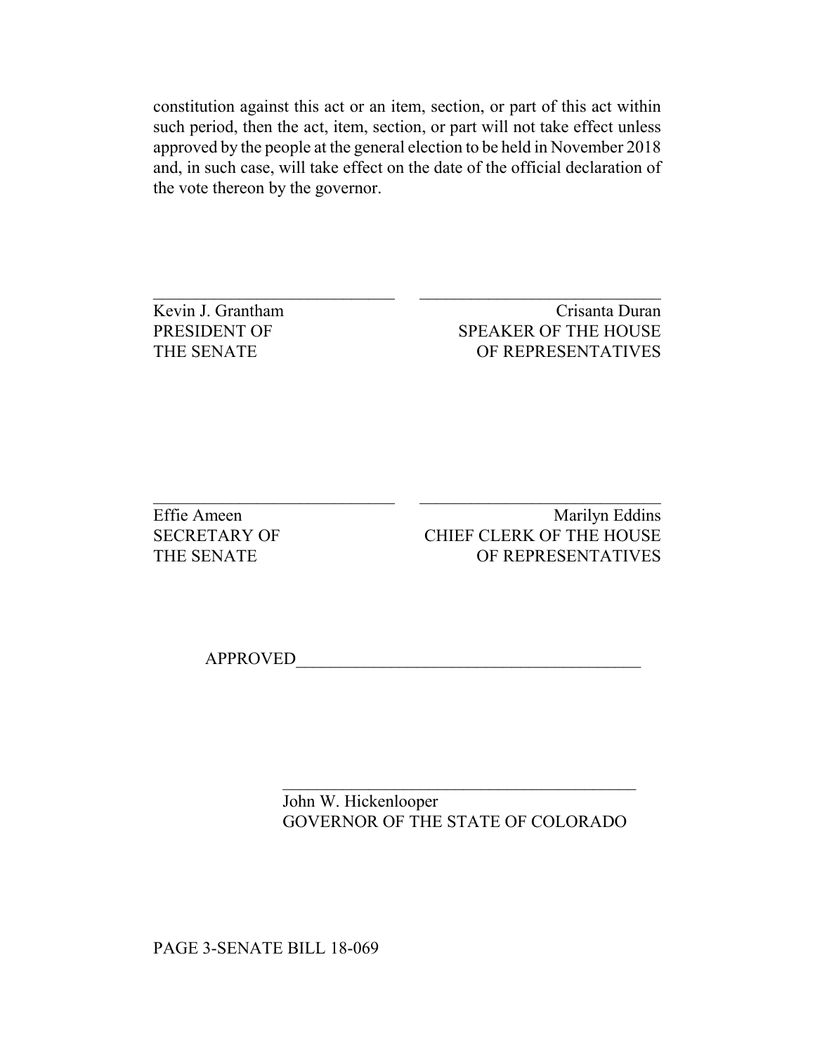constitution against this act or an item, section, or part of this act within such period, then the act, item, section, or part will not take effect unless approved by the people at the general election to be held in November 2018 and, in such case, will take effect on the date of the official declaration of the vote thereon by the governor.

| | |
|---|---|
| \_\_\_\_\_\_\_\_\_\_\_\_\_\_\_\_\_\_\_\_\_\_\_\_\_\_\_\_ | \_\_\_\_\_\_\_\_\_\_\_\_\_\_\_\_\_\_\_\_\_\_\_\_\_\_\_\_ |
| Kevin J. Grantham<br>PRESIDENT OF<br>THE SENATE | Crisanta Duran<br>SPEAKER OF THE HOUSE<br>OF REPRESENTATIVES |
| \_\_\_\_\_\_\_\_\_\_\_\_\_\_\_\_\_\_\_\_\_\_\_\_\_\_\_\_ | \_\_\_\_\_\_\_\_\_\_\_\_\_\_\_\_\_\_\_\_\_\_\_\_\_\_\_\_ |
| Effie Ameen<br>SECRETARY OF<br>THE SENATE | Marilyn Eddins<br>CHIEF CLERK OF THE HOUSE<br>OF REPRESENTATIVES |

APPROVED\_\_\_\_\_\_\_\_\_\_\_\_\_\_\_\_\_\_\_\_\_\_\_\_\_\_\_\_\_\_\_\_\_\_\_\_\_\_\_\_

\_\_\_\_\_\_\_\_\_\_\_\_\_\_\_\_\_\_\_\_\_\_\_\_\_\_\_\_\_\_\_\_\_\_\_\_\_\_\_\_

John W. Hickenlooper
GOVERNOR OF THE STATE OF COLORADO

PAGE 3-SENATE BILL 18-069